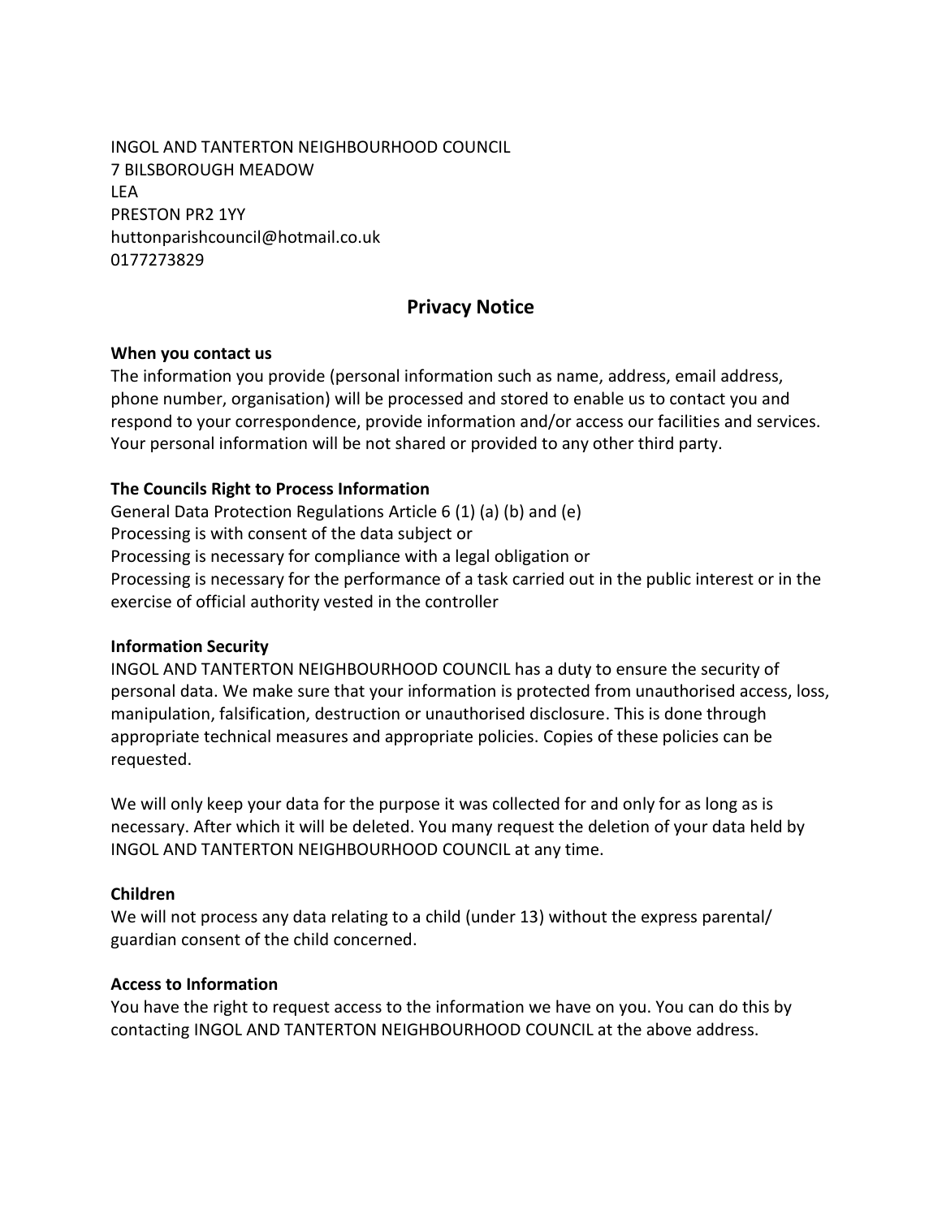INGOL AND TANTERTON NEIGHBOURHOOD COUNCIL
7 BILSBOROUGH MEADOW
LEA
PRESTON PR2 1YY
huttonparishcouncil@hotmail.co.uk
0177273829

## Privacy Notice

**When you contact us**

The information you provide (personal information such as name, address, email address, phone number, organisation) will be processed and stored to enable us to contact you and respond to your correspondence, provide information and/or access our facilities and services. Your personal information will be not shared or provided to any other third party.

**The Councils Right to Process Information**

General Data Protection Regulations Article 6 (1) (a) (b) and (e)
Processing is with consent of the data subject or
Processing is necessary for compliance with a legal obligation or
Processing is necessary for the performance of a task carried out in the public interest or in the exercise of official authority vested in the controller

**Information Security**

INGOL AND TANTERTON NEIGHBOURHOOD COUNCIL has a duty to ensure the security of personal data. We make sure that your information is protected from unauthorised access, loss, manipulation, falsification, destruction or unauthorised disclosure. This is done through appropriate technical measures and appropriate policies. Copies of these policies can be requested.

We will only keep your data for the purpose it was collected for and only for as long as is necessary. After which it will be deleted. You many request the deletion of your data held by INGOL AND TANTERTON NEIGHBOURHOOD COUNCIL at any time.

**Children**

We will not process any data relating to a child (under 13) without the express parental/ guardian consent of the child concerned.

**Access to Information**

You have the right to request access to the information we have on you. You can do this by contacting INGOL AND TANTERTON NEIGHBOURHOOD COUNCIL at the above address.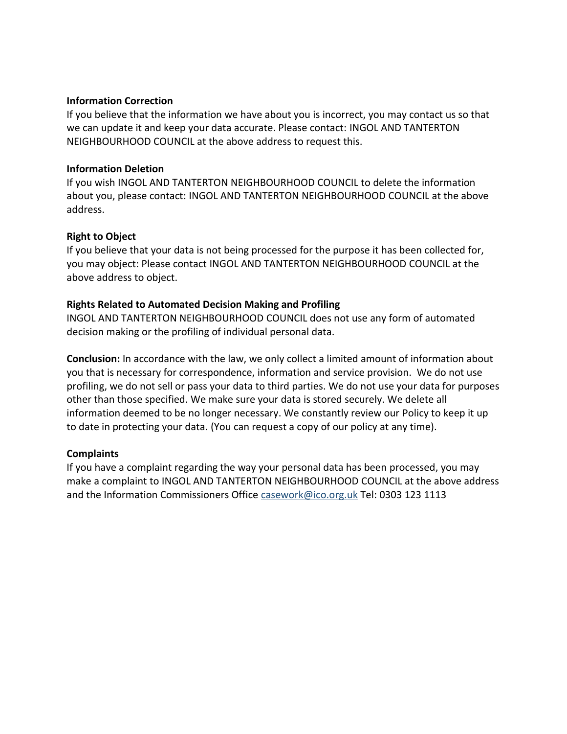**Information Correction**
If you believe that the information we have about you is incorrect, you may contact us so that we can update it and keep your data accurate. Please contact: INGOL AND TANTERTON NEIGHBOURHOOD COUNCIL at the above address to request this.

**Information Deletion**
If you wish INGOL AND TANTERTON NEIGHBOURHOOD COUNCIL to delete the information about you, please contact: INGOL AND TANTERTON NEIGHBOURHOOD COUNCIL at the above address.

**Right to Object**
If you believe that your data is not being processed for the purpose it has been collected for, you may object: Please contact INGOL AND TANTERTON NEIGHBOURHOOD COUNCIL at the above address to object.

**Rights Related to Automated Decision Making and Profiling**
INGOL AND TANTERTON NEIGHBOURHOOD COUNCIL does not use any form of automated decision making or the profiling of individual personal data.

**Conclusion:** In accordance with the law, we only collect a limited amount of information about you that is necessary for correspondence, information and service provision. We do not use profiling, we do not sell or pass your data to third parties. We do not use your data for purposes other than those specified. We make sure your data is stored securely. We delete all information deemed to be no longer necessary. We constantly review our Policy to keep it up to date in protecting your data. (You can request a copy of our policy at any time).

**Complaints**
If you have a complaint regarding the way your personal data has been processed, you may make a complaint to INGOL AND TANTERTON NEIGHBOURHOOD COUNCIL at the above address and the Information Commissioners Office casework@ico.org.uk Tel: 0303 123 1113